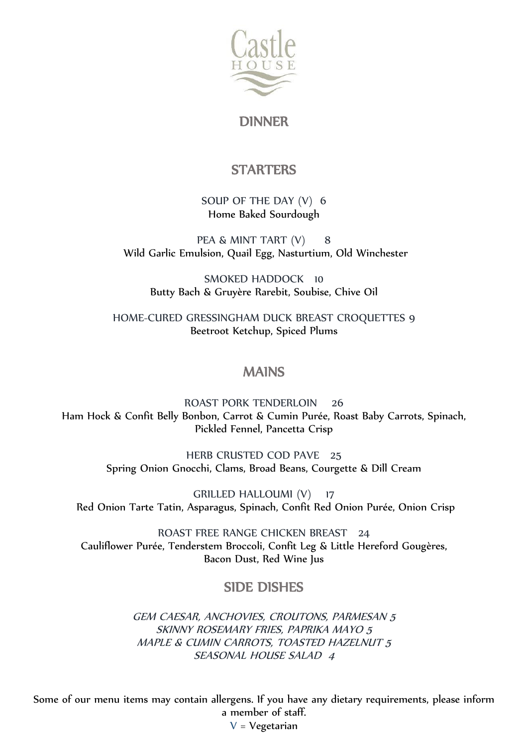# Castle HOUSE

## DINNER

## STARTERS

SOUP OF THE DAY (V) 6
Home Baked Sourdough

PEA & MINT TART (V) 8
Wild Garlic Emulsion, Quail Egg, Nasturtium, Old Winchester

SMOKED HADDOCK 10
Butty Bach & Gruyère Rarebit, Soubise, Chive Oil

HOME-CURED GRESSINGHAM DUCK BREAST CROQUETTES 9
Beetroot Ketchup, Spiced Plums

## MAINS

ROAST PORK TENDERLOIN 26
Ham Hock & Confit Belly Bonbon, Carrot & Cumin Purée, Roast Baby Carrots, Spinach, Pickled Fennel, Pancetta Crisp

HERB CRUSTED COD PAVE 25
Spring Onion Gnocchi, Clams, Broad Beans, Courgette & Dill Cream

GRILLED HALLOUMI (V) 17
Red Onion Tarte Tatin, Asparagus, Spinach, Confit Red Onion Purée, Onion Crisp

ROAST FREE RANGE CHICKEN BREAST 24
Cauliflower Purée, Tenderstem Broccoli, Confit Leg & Little Hereford Gougères, Bacon Dust, Red Wine Jus

## SIDE DISHES

*GEM CAESAR, ANCHOVIES, CROUTONS, PARMESAN 5*
*SKINNY ROSEMARY FRIES, PAPRIKA MAYO 5*
*MAPLE & CUMIN CARROTS, TOASTED HAZELNUT 5*
*SEASONAL HOUSE SALAD 4*

Some of our menu items may contain allergens. If you have any dietary requirements, please inform a member of staff.
V = Vegetarian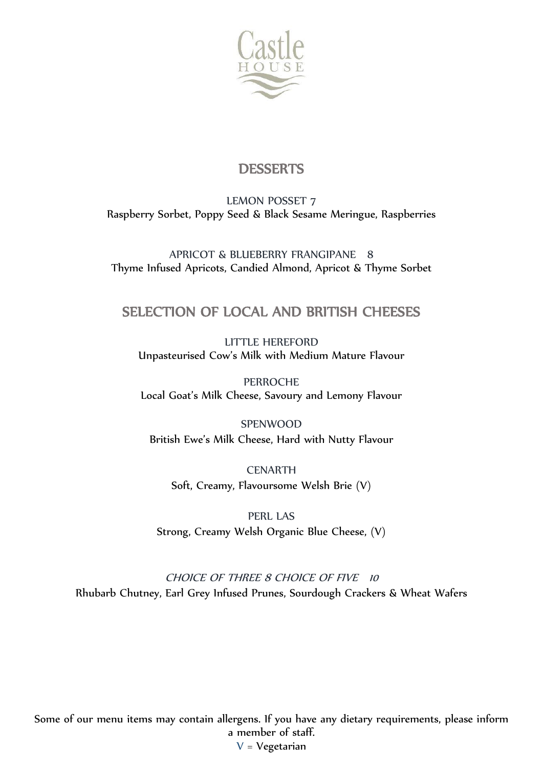Castle HOUSE

## DESSERTS

LEMON POSSET 7
Raspberry Sorbet, Poppy Seed & Black Sesame Meringue, Raspberries

APRICOT & BLUEBERRY FRANGIPANE 8
Thyme Infused Apricots, Candied Almond, Apricot & Thyme Sorbet

## SELECTION OF LOCAL AND BRITISH CHEESES

LITTLE HEREFORD
Unpasteurised Cow's Milk with Medium Mature Flavour

PERROCHE
Local Goat's Milk Cheese, Savoury and Lemony Flavour

SPENWOOD
British Ewe's Milk Cheese, Hard with Nutty Flavour

CENARTH
Soft, Creamy, Flavoursome Welsh Brie (V)

PERL LAS
Strong, Creamy Welsh Organic Blue Cheese, (V)

*CHOICE OF THREE 8 CHOICE OF FIVE 10*
Rhubarb Chutney, Earl Grey Infused Prunes, Sourdough Crackers & Wheat Wafers

Some of our menu items may contain allergens. If you have any dietary requirements, please inform a member of staff.
V = Vegetarian